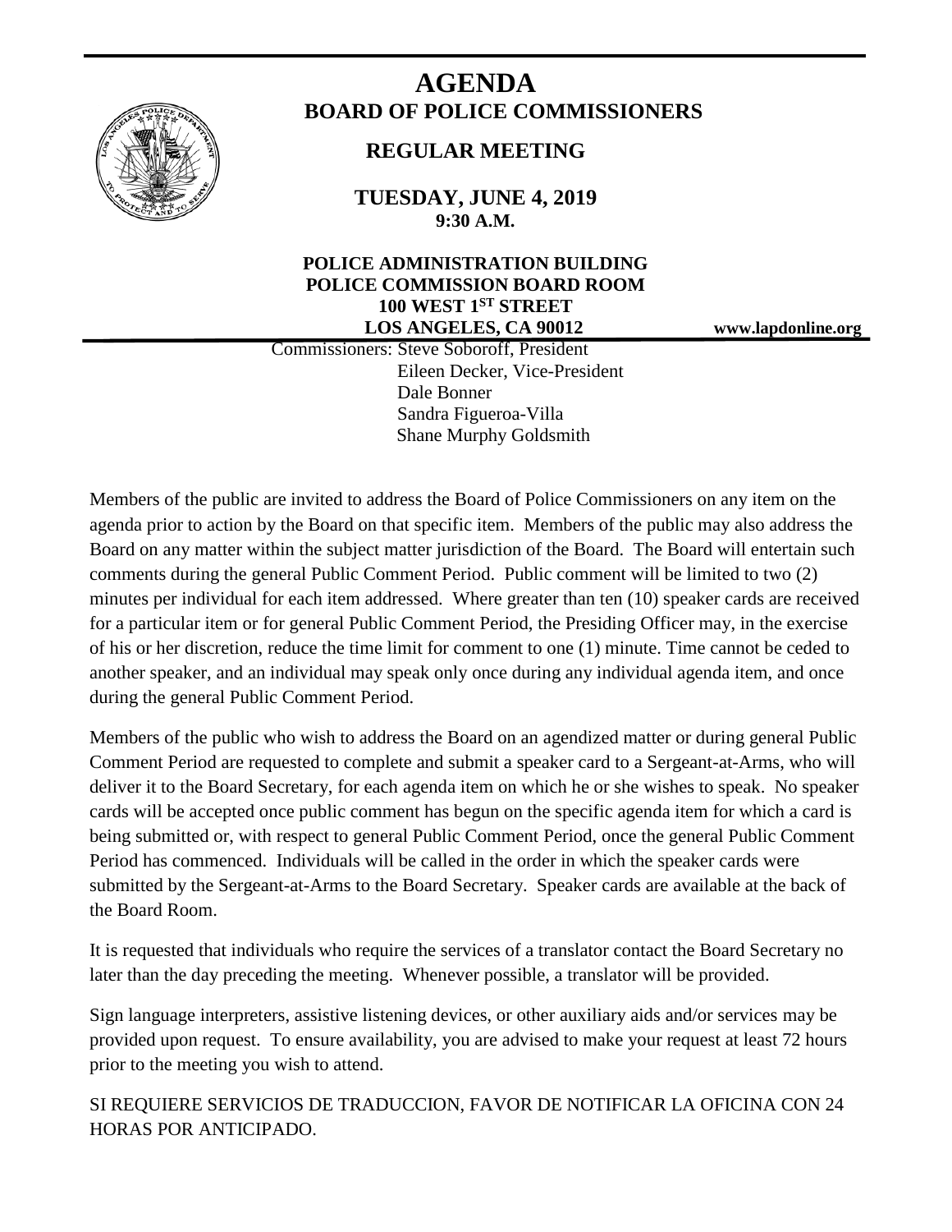# AGENDA

## BOARD OF POLICE COMMISSIONERS

### REGULAR MEETING

**TUESDAY, JUNE 4, 2019**
**9:30 A.M.**

**POLICE ADMINISTRATION BUILDING**
**POLICE COMMISSION BOARD ROOM**
**100 WEST 1ST STREET**
**LOS ANGELES, CA 90012**

**www.lapdonline.org**

Commissioners: Steve Soboroff, President
Eileen Decker, Vice-President
Dale Bonner
Sandra Figueroa-Villa
Shane Murphy Goldsmith

Members of the public are invited to address the Board of Police Commissioners on any item on the agenda prior to action by the Board on that specific item. Members of the public may also address the Board on any matter within the subject matter jurisdiction of the Board. The Board will entertain such comments during the general Public Comment Period. Public comment will be limited to two (2) minutes per individual for each item addressed. Where greater than ten (10) speaker cards are received for a particular item or for general Public Comment Period, the Presiding Officer may, in the exercise of his or her discretion, reduce the time limit for comment to one (1) minute. Time cannot be ceded to another speaker, and an individual may speak only once during any individual agenda item, and once during the general Public Comment Period.

Members of the public who wish to address the Board on an agendized matter or during general Public Comment Period are requested to complete and submit a speaker card to a Sergeant-at-Arms, who will deliver it to the Board Secretary, for each agenda item on which he or she wishes to speak. No speaker cards will be accepted once public comment has begun on the specific agenda item for which a card is being submitted or, with respect to general Public Comment Period, once the general Public Comment Period has commenced. Individuals will be called in the order in which the speaker cards were submitted by the Sergeant-at-Arms to the Board Secretary. Speaker cards are available at the back of the Board Room.

It is requested that individuals who require the services of a translator contact the Board Secretary no later than the day preceding the meeting. Whenever possible, a translator will be provided.

Sign language interpreters, assistive listening devices, or other auxiliary aids and/or services may be provided upon request. To ensure availability, you are advised to make your request at least 72 hours prior to the meeting you wish to attend.

SI REQUIERE SERVICIOS DE TRADUCCION, FAVOR DE NOTIFICAR LA OFICINA CON 24 HORAS POR ANTICIPADO.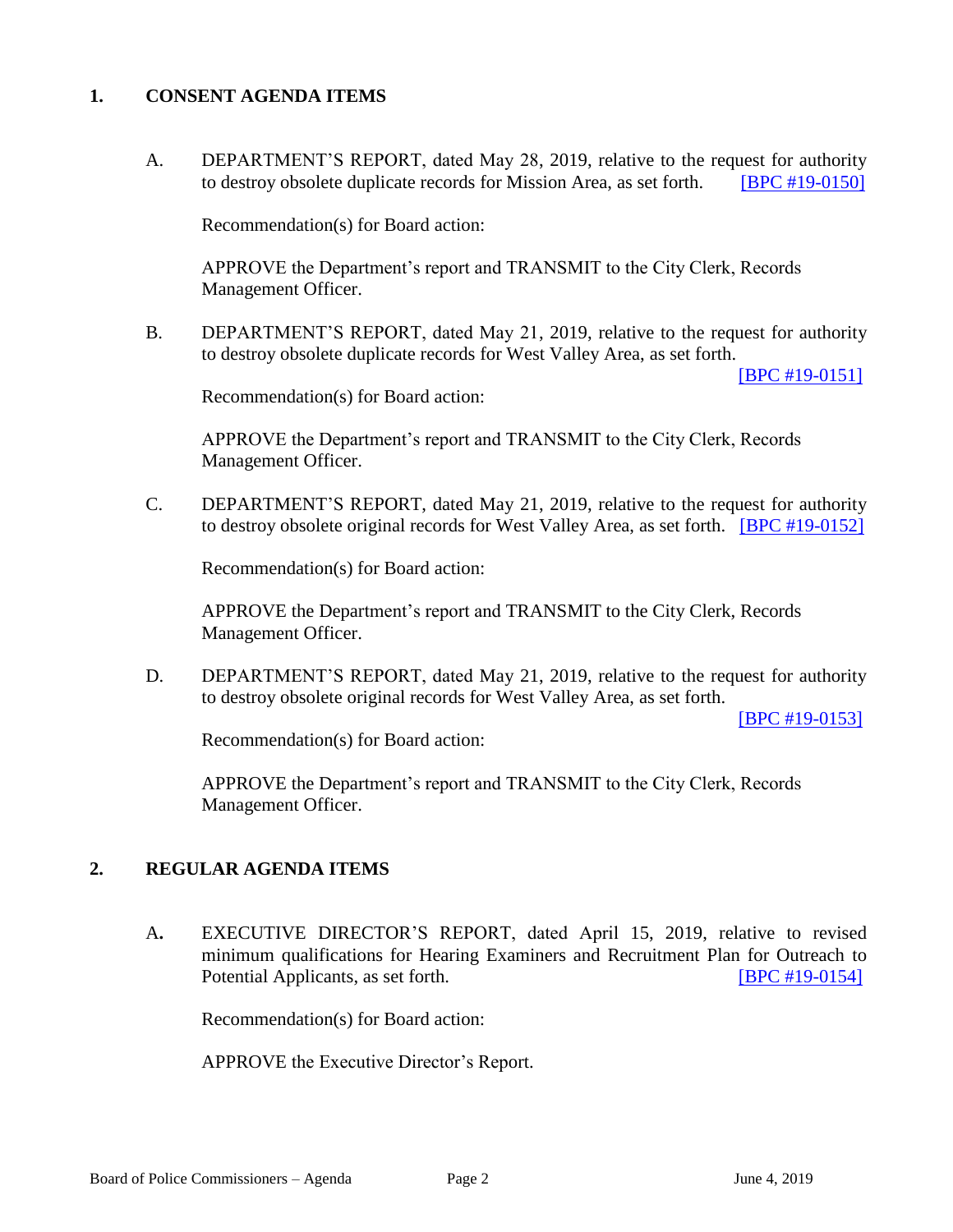## 1. CONSENT AGENDA ITEMS

A. DEPARTMENT'S REPORT, dated May 28, 2019, relative to the request for authority to destroy obsolete duplicate records for Mission Area, as set forth. [BPC #19-0150]

Recommendation(s) for Board action:

APPROVE the Department's report and TRANSMIT to the City Clerk, Records Management Officer.

B. DEPARTMENT'S REPORT, dated May 21, 2019, relative to the request for authority to destroy obsolete duplicate records for West Valley Area, as set forth. [BPC #19-0151]

Recommendation(s) for Board action:

APPROVE the Department's report and TRANSMIT to the City Clerk, Records Management Officer.

C. DEPARTMENT'S REPORT, dated May 21, 2019, relative to the request for authority to destroy obsolete original records for West Valley Area, as set forth. [BPC #19-0152]

Recommendation(s) for Board action:

APPROVE the Department's report and TRANSMIT to the City Clerk, Records Management Officer.

D. DEPARTMENT'S REPORT, dated May 21, 2019, relative to the request for authority to destroy obsolete original records for West Valley Area, as set forth. [BPC #19-0153]

Recommendation(s) for Board action:

APPROVE the Department's report and TRANSMIT to the City Clerk, Records Management Officer.

## 2. REGULAR AGENDA ITEMS

A. EXECUTIVE DIRECTOR'S REPORT, dated April 15, 2019, relative to revised minimum qualifications for Hearing Examiners and Recruitment Plan for Outreach to Potential Applicants, as set forth. [BPC #19-0154]

Recommendation(s) for Board action:

APPROVE the Executive Director's Report.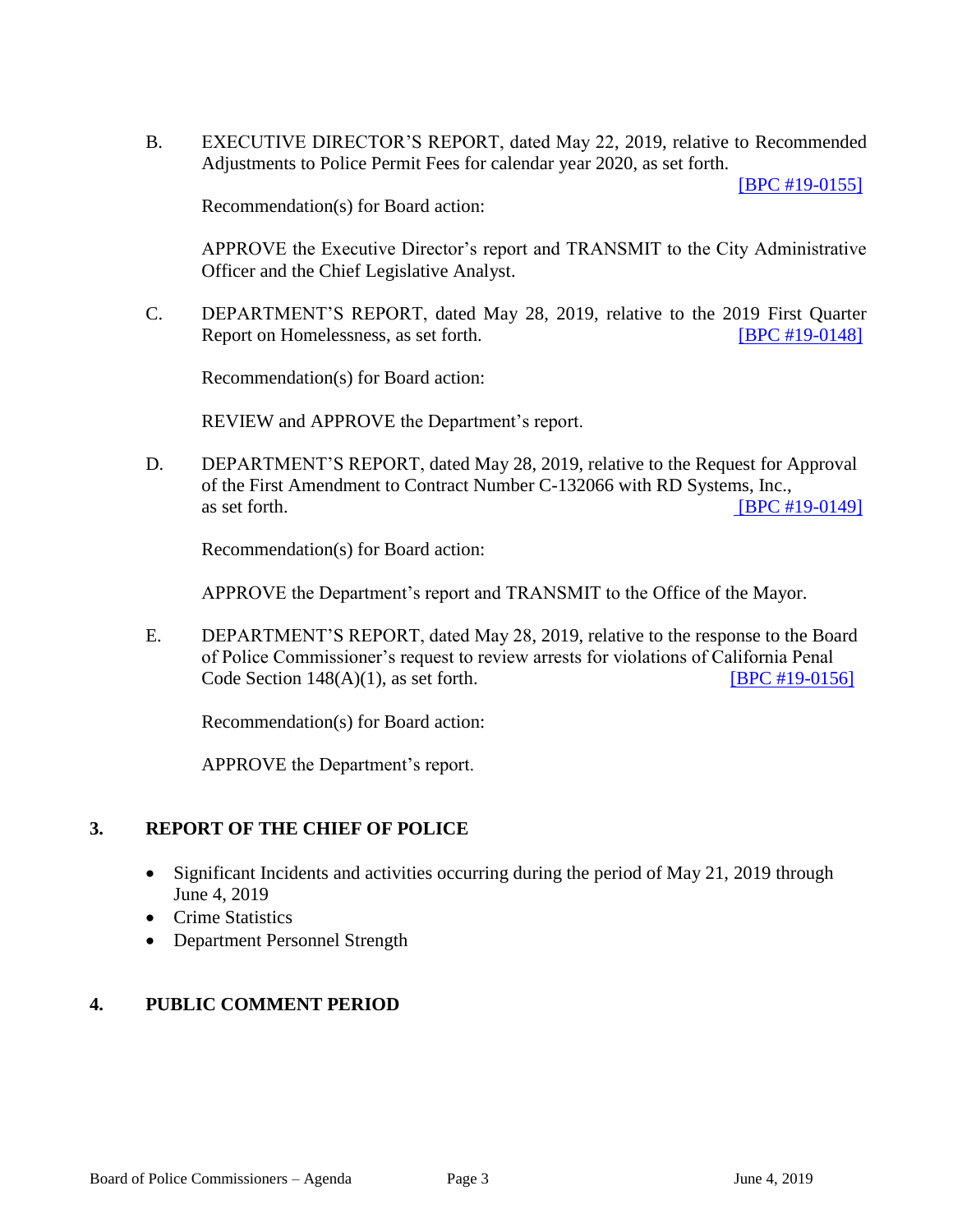B. EXECUTIVE DIRECTOR'S REPORT, dated May 22, 2019, relative to Recommended Adjustments to Police Permit Fees for calendar year 2020, as set forth. [BPC #19-0155]

Recommendation(s) for Board action:

APPROVE the Executive Director's report and TRANSMIT to the City Administrative Officer and the Chief Legislative Analyst.

C. DEPARTMENT'S REPORT, dated May 28, 2019, relative to the 2019 First Quarter Report on Homelessness, as set forth. [BPC #19-0148]

Recommendation(s) for Board action:

REVIEW and APPROVE the Department's report.

D. DEPARTMENT'S REPORT, dated May 28, 2019, relative to the Request for Approval of the First Amendment to Contract Number C-132066 with RD Systems, Inc., as set forth. [BPC #19-0149]

Recommendation(s) for Board action:

APPROVE the Department's report and TRANSMIT to the Office of the Mayor.

E. DEPARTMENT'S REPORT, dated May 28, 2019, relative to the response to the Board of Police Commissioner's request to review arrests for violations of California Penal Code Section 148(A)(1), as set forth. [BPC #19-0156]

Recommendation(s) for Board action:

APPROVE the Department's report.

## 3. REPORT OF THE CHIEF OF POLICE

- Significant Incidents and activities occurring during the period of May 21, 2019 through June 4, 2019
- Crime Statistics
- Department Personnel Strength

## 4. PUBLIC COMMENT PERIOD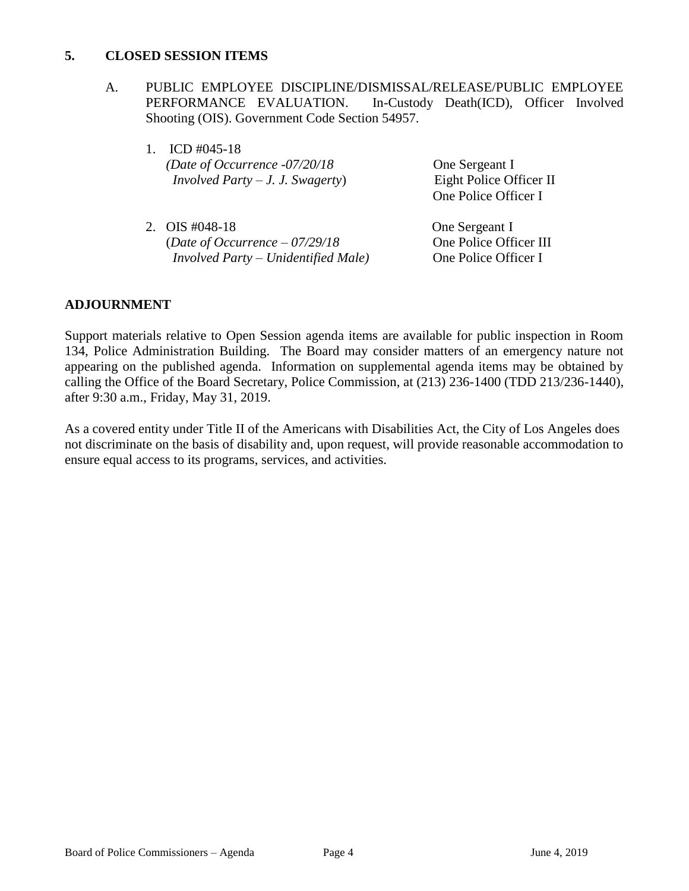## 5. CLOSED SESSION ITEMS

A. PUBLIC EMPLOYEE DISCIPLINE/DISMISSAL/RELEASE/PUBLIC EMPLOYEE PERFORMANCE EVALUATION. In-Custody Death(ICD), Officer Involved Shooting (OIS). Government Code Section 54957.

1. ICD #045-18
   *(Date of Occurrence -07/20/18*
   *Involved Party – J. J. Swagerty*)

   One Sergeant I
   Eight Police Officer II
   One Police Officer I

2. OIS #048-18
   (*Date of Occurrence – 07/29/18*
   *Involved Party – Unidentified Male)*

   One Sergeant I
   One Police Officer III
   One Police Officer I

## ADJOURNMENT

Support materials relative to Open Session agenda items are available for public inspection in Room 134, Police Administration Building. The Board may consider matters of an emergency nature not appearing on the published agenda. Information on supplemental agenda items may be obtained by calling the Office of the Board Secretary, Police Commission, at (213) 236-1400 (TDD 213/236-1440), after 9:30 a.m., Friday, May 31, 2019.

As a covered entity under Title II of the Americans with Disabilities Act, the City of Los Angeles does not discriminate on the basis of disability and, upon request, will provide reasonable accommodation to ensure equal access to its programs, services, and activities.